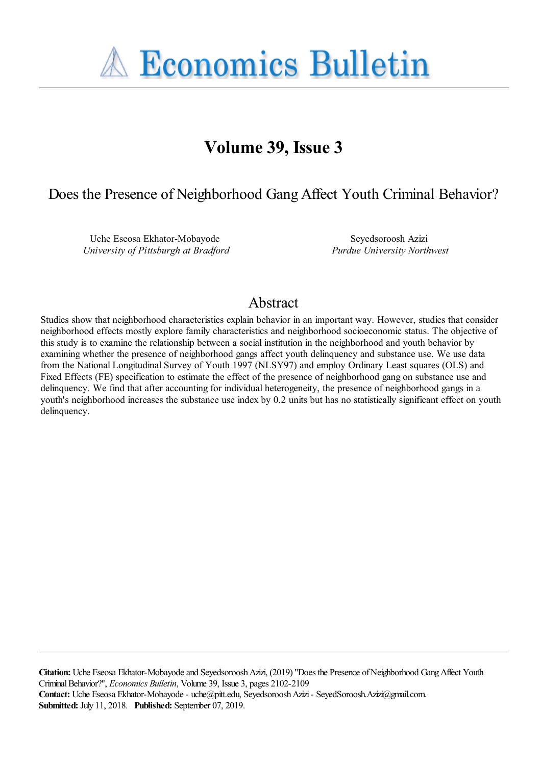# Economics Bulletin

## Volume 39, Issue 3

## Does the Presence of Neighborhood Gang Affect Youth Criminal Behavior?

Uche Eseosa Ekhator-Mobayode
*University of Pittsburgh at Bradford*

Seyedsoroosh Azizi
*Purdue University Northwest*

## Abstract

Studies show that neighborhood characteristics explain behavior in an important way. However, studies that consider neighborhood effects mostly explore family characteristics and neighborhood socioeconomic status. The objective of this study is to examine the relationship between a social institution in the neighborhood and youth behavior by examining whether the presence of neighborhood gangs affect youth delinquency and substance use. We use data from the National Longitudinal Survey of Youth 1997 (NLSY97) and employ Ordinary Least squares (OLS) and Fixed Effects (FE) specification to estimate the effect of the presence of neighborhood gang on substance use and delinquency. We find that after accounting for individual heterogeneity, the presence of neighborhood gangs in a youth's neighborhood increases the substance use index by 0.2 units but has no statistically significant effect on youth delinquency.

**Citation:** Uche Eseosa Ekhator-Mobayode and Seyedsoroosh Azizi, (2019) "Does the Presence of Neighborhood Gang Affect Youth Criminal Behavior?", *Economics Bulletin*, Volume 39, Issue 3, pages 2102-2109
**Contact:** Uche Eseosa Ekhator-Mobayode - uche@pitt.edu, Seyedsoroosh Azizi - SeyedSoroosh.Azizi@gmail.com.
**Submitted:** July 11, 2018. **Published:** September 07, 2019.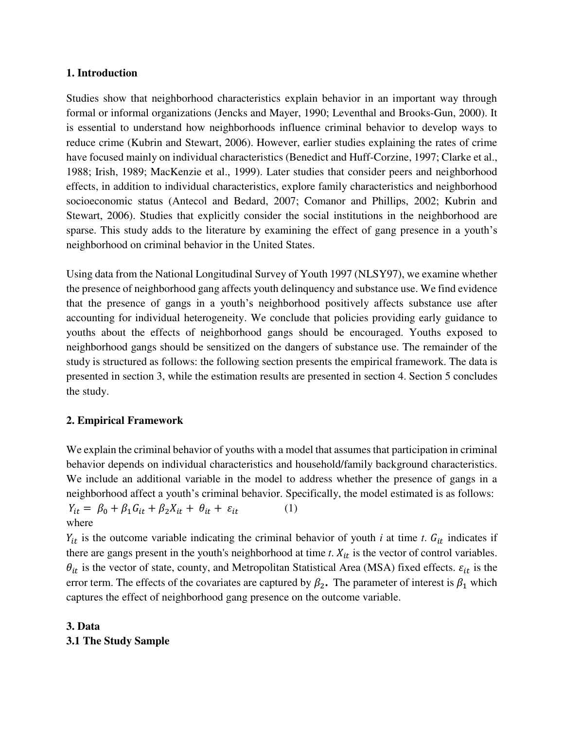## 1. Introduction

Studies show that neighborhood characteristics explain behavior in an important way through formal or informal organizations (Jencks and Mayer, 1990; Leventhal and Brooks-Gun, 2000). It is essential to understand how neighborhoods influence criminal behavior to develop ways to reduce crime (Kubrin and Stewart, 2006). However, earlier studies explaining the rates of crime have focused mainly on individual characteristics (Benedict and Huff-Corzine, 1997; Clarke et al., 1988; Irish, 1989; MacKenzie et al., 1999). Later studies that consider peers and neighborhood effects, in addition to individual characteristics, explore family characteristics and neighborhood socioeconomic status (Antecol and Bedard, 2007; Comanor and Phillips, 2002; Kubrin and Stewart, 2006). Studies that explicitly consider the social institutions in the neighborhood are sparse. This study adds to the literature by examining the effect of gang presence in a youth's neighborhood on criminal behavior in the United States.

Using data from the National Longitudinal Survey of Youth 1997 (NLSY97), we examine whether the presence of neighborhood gang affects youth delinquency and substance use. We find evidence that the presence of gangs in a youth's neighborhood positively affects substance use after accounting for individual heterogeneity. We conclude that policies providing early guidance to youths about the effects of neighborhood gangs should be encouraged. Youths exposed to neighborhood gangs should be sensitized on the dangers of substance use. The remainder of the study is structured as follows: the following section presents the empirical framework. The data is presented in section 3, while the estimation results are presented in section 4. Section 5 concludes the study.

## 2. Empirical Framework

We explain the criminal behavior of youths with a model that assumes that participation in criminal behavior depends on individual characteristics and household/family background characteristics. We include an additional variable in the model to address whether the presence of gangs in a neighborhood affect a youth's criminal behavior. Specifically, the model estimated is as follows:

$$Y_{it} = \beta_0 + \beta_1 G_{it} + \beta_2 X_{it} + \theta_{it} + \varepsilon_{it} \qquad (1)$$

where

$Y_{it}$ is the outcome variable indicating the criminal behavior of youth *i* at time *t*. $G_{it}$ indicates if there are gangs present in the youth's neighborhood at time *t*. $X_{it}$ is the vector of control variables. $\theta_{it}$ is the vector of state, county, and Metropolitan Statistical Area (MSA) fixed effects. $\varepsilon_{it}$ is the error term. The effects of the covariates are captured by $\beta_2$. The parameter of interest is $\beta_1$ which captures the effect of neighborhood gang presence on the outcome variable.

## 3. Data

### 3.1 The Study Sample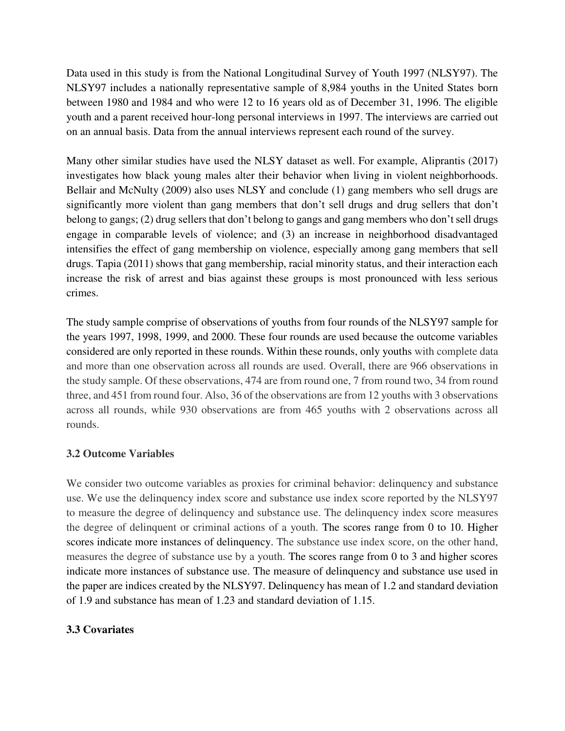Data used in this study is from the National Longitudinal Survey of Youth 1997 (NLSY97). The NLSY97 includes a nationally representative sample of 8,984 youths in the United States born between 1980 and 1984 and who were 12 to 16 years old as of December 31, 1996. The eligible youth and a parent received hour-long personal interviews in 1997. The interviews are carried out on an annual basis. Data from the annual interviews represent each round of the survey.

Many other similar studies have used the NLSY dataset as well. For example, Aliprantis (2017) investigates how black young males alter their behavior when living in violent neighborhoods. Bellair and McNulty (2009) also uses NLSY and conclude (1) gang members who sell drugs are significantly more violent than gang members that don't sell drugs and drug sellers that don't belong to gangs; (2) drug sellers that don't belong to gangs and gang members who don't sell drugs engage in comparable levels of violence; and (3) an increase in neighborhood disadvantaged intensifies the effect of gang membership on violence, especially among gang members that sell drugs. Tapia (2011) shows that gang membership, racial minority status, and their interaction each increase the risk of arrest and bias against these groups is most pronounced with less serious crimes.

The study sample comprise of observations of youths from four rounds of the NLSY97 sample for the years 1997, 1998, 1999, and 2000. These four rounds are used because the outcome variables considered are only reported in these rounds. Within these rounds, only youths with complete data and more than one observation across all rounds are used. Overall, there are 966 observations in the study sample. Of these observations, 474 are from round one, 7 from round two, 34 from round three, and 451 from round four. Also, 36 of the observations are from 12 youths with 3 observations across all rounds, while 930 observations are from 465 youths with 2 observations across all rounds.

### 3.2 Outcome Variables

We consider two outcome variables as proxies for criminal behavior: delinquency and substance use. We use the delinquency index score and substance use index score reported by the NLSY97 to measure the degree of delinquency and substance use. The delinquency index score measures the degree of delinquent or criminal actions of a youth. The scores range from 0 to 10. Higher scores indicate more instances of delinquency. The substance use index score, on the other hand, measures the degree of substance use by a youth. The scores range from 0 to 3 and higher scores indicate more instances of substance use. The measure of delinquency and substance use used in the paper are indices created by the NLSY97. Delinquency has mean of 1.2 and standard deviation of 1.9 and substance has mean of 1.23 and standard deviation of 1.15.

### 3.3 Covariates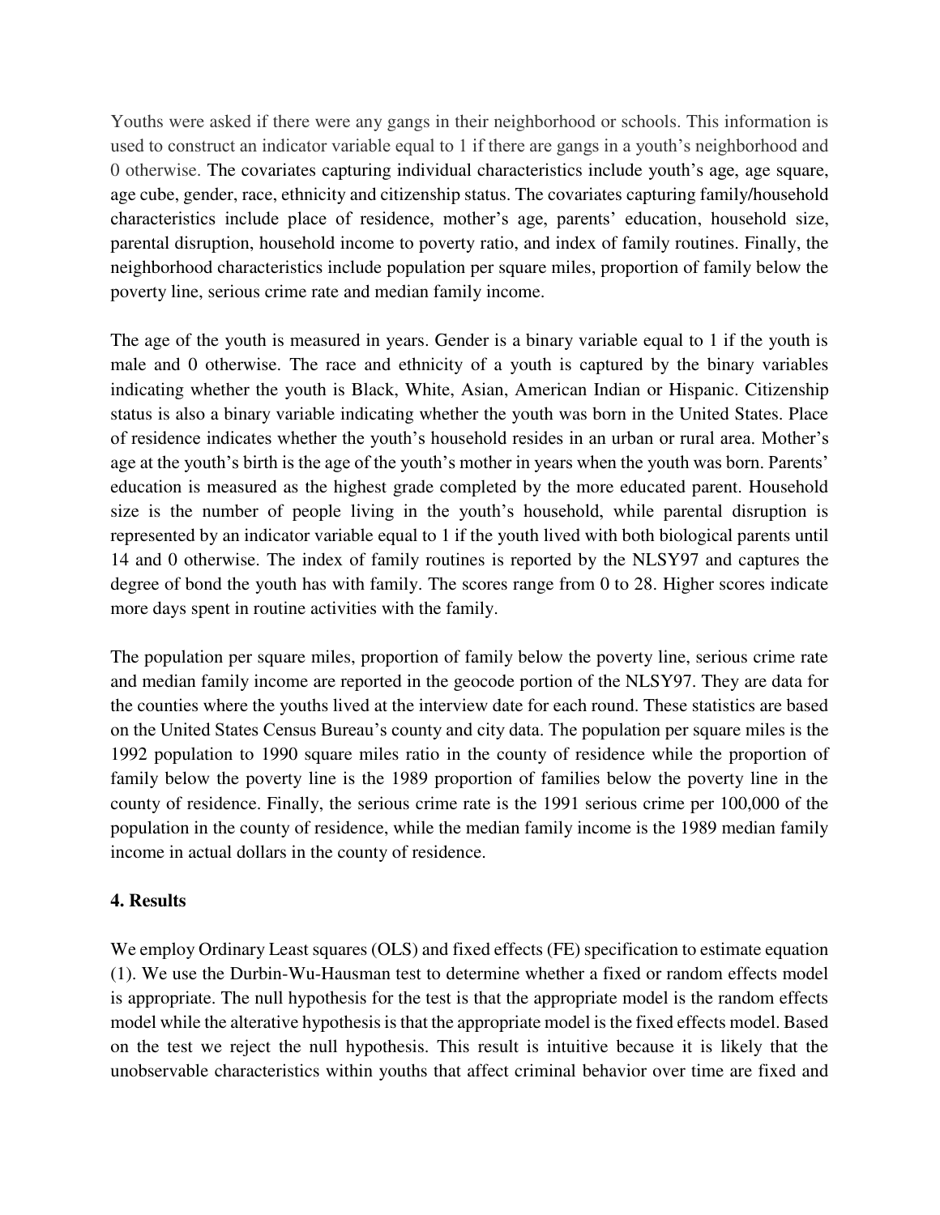Youths were asked if there were any gangs in their neighborhood or schools. This information is used to construct an indicator variable equal to 1 if there are gangs in a youth's neighborhood and 0 otherwise. The covariates capturing individual characteristics include youth's age, age square, age cube, gender, race, ethnicity and citizenship status. The covariates capturing family/household characteristics include place of residence, mother's age, parents' education, household size, parental disruption, household income to poverty ratio, and index of family routines. Finally, the neighborhood characteristics include population per square miles, proportion of family below the poverty line, serious crime rate and median family income.

The age of the youth is measured in years. Gender is a binary variable equal to 1 if the youth is male and 0 otherwise. The race and ethnicity of a youth is captured by the binary variables indicating whether the youth is Black, White, Asian, American Indian or Hispanic. Citizenship status is also a binary variable indicating whether the youth was born in the United States. Place of residence indicates whether the youth's household resides in an urban or rural area. Mother's age at the youth's birth is the age of the youth's mother in years when the youth was born. Parents' education is measured as the highest grade completed by the more educated parent. Household size is the number of people living in the youth's household, while parental disruption is represented by an indicator variable equal to 1 if the youth lived with both biological parents until 14 and 0 otherwise. The index of family routines is reported by the NLSY97 and captures the degree of bond the youth has with family. The scores range from 0 to 28. Higher scores indicate more days spent in routine activities with the family.

The population per square miles, proportion of family below the poverty line, serious crime rate and median family income are reported in the geocode portion of the NLSY97. They are data for the counties where the youths lived at the interview date for each round. These statistics are based on the United States Census Bureau's county and city data. The population per square miles is the 1992 population to 1990 square miles ratio in the county of residence while the proportion of family below the poverty line is the 1989 proportion of families below the poverty line in the county of residence. Finally, the serious crime rate is the 1991 serious crime per 100,000 of the population in the county of residence, while the median family income is the 1989 median family income in actual dollars in the county of residence.

## 4. Results

We employ Ordinary Least squares (OLS) and fixed effects (FE) specification to estimate equation (1). We use the Durbin-Wu-Hausman test to determine whether a fixed or random effects model is appropriate. The null hypothesis for the test is that the appropriate model is the random effects model while the alterative hypothesis is that the appropriate model is the fixed effects model. Based on the test we reject the null hypothesis. This result is intuitive because it is likely that the unobservable characteristics within youths that affect criminal behavior over time are fixed and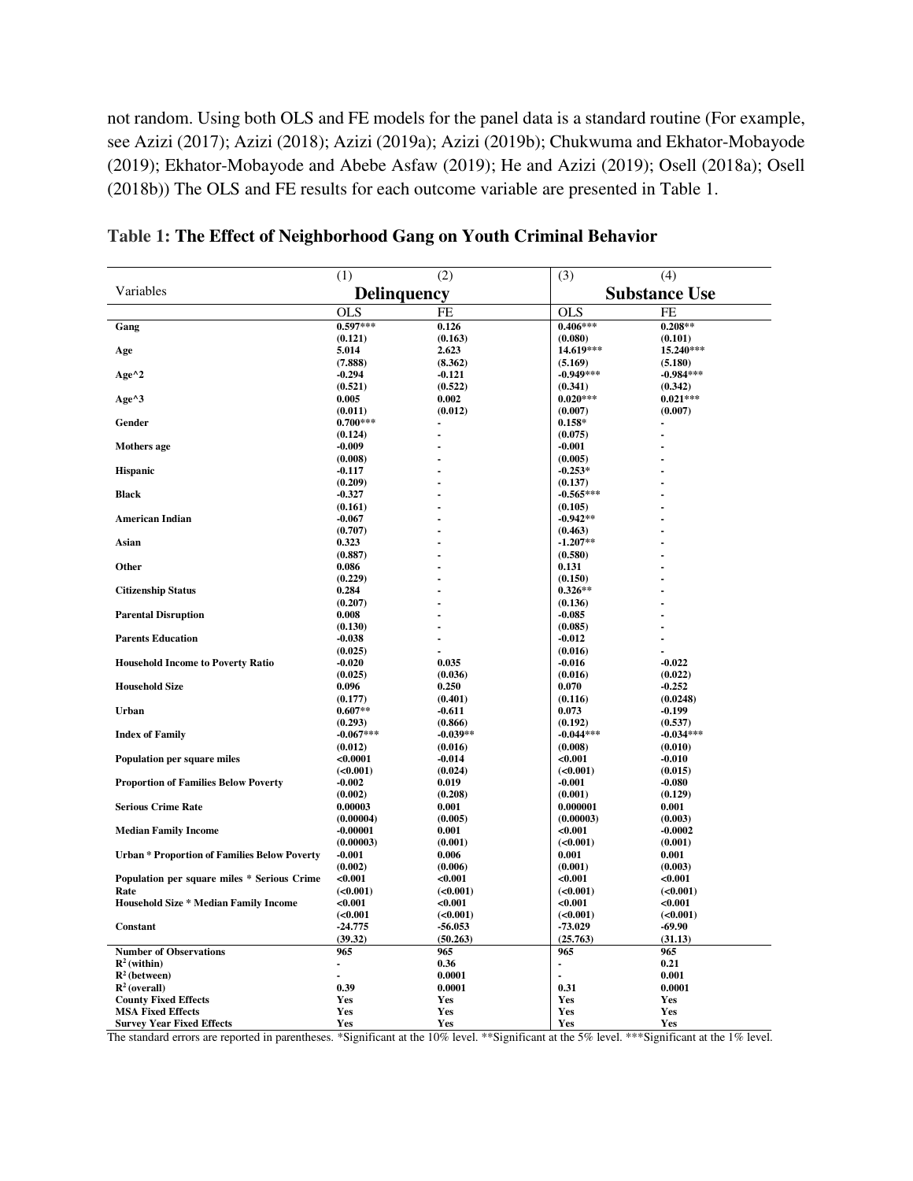not random. Using both OLS and FE models for the panel data is a standard routine (For example, see Azizi (2017); Azizi (2018); Azizi (2019a); Azizi (2019b); Chukwuma and Ekhator-Mobayode (2019); Ekhator-Mobayode and Abebe Asfaw (2019); He and Azizi (2019); Osell (2018a); Osell (2018b)) The OLS and FE results for each outcome variable are presented in Table 1.

**Table 1: The Effect of Neighborhood Gang on Youth Criminal Behavior**

| | (1) | (2) | (3) | (4) |
|---|---|---|---|---|
| Variables | **Delinquency** | | **Substance Use** | |
| | OLS | FE | OLS | FE |
| **Gang** | **0.597***\*** | **0.126** | **0.406***\*** | **0.208\*\*** |
| | **(0.121)** | **(0.163)** | **(0.080)** | **(0.101)** |
| **Age** | **5.014** | **2.623** | **14.619\*\*\*** | **15.240\*\*\*** |
| | **(7.888)** | **(8.362)** | **(5.169)** | **(5.180)** |
| **Age^2** | **-0.294** | **-0.121** | **-0.949\*\*\*** | **-0.984\*\*\*** |
| | **(0.521)** | **(0.522)** | **(0.341)** | **(0.342)** |
| **Age^3** | **0.005** | **0.002** | **0.020\*\*\*** | **0.021\*\*\*** |
| | **(0.011)** | **(0.012)** | **(0.007)** | **(0.007)** |
| **Gender** | **0.700\*\*\*** | **-** | **0.158\*** | **-** |
| | **(0.124)** | **-** | **(0.075)** | **-** |
| **Mothers age** | **-0.009** | **-** | **-0.001** | **-** |
| | **(0.008)** | **-** | **(0.005)** | **-** |
| **Hispanic** | **-0.117** | **-** | **-0.253\*** | **-** |
| | **(0.209)** | **-** | **(0.137)** | **-** |
| **Black** | **-0.327** | **-** | **-0.565\*\*\*** | **-** |
| | **(0.161)** | **-** | **(0.105)** | **-** |
| **American Indian** | **-0.067** | **-** | **-0.942\*\*** | **-** |
| | **(0.707)** | **-** | **(0.463)** | **-** |
| **Asian** | **0.323** | **-** | **-1.207\*\*** | **-** |
| | **(0.887)** | **-** | **(0.580)** | **-** |
| **Other** | **0.086** | **-** | **0.131** | **-** |
| | **(0.229)** | **-** | **(0.150)** | **-** |
| **Citizenship Status** | **0.284** | **-** | **0.326\*\*** | **-** |
| | **(0.207)** | **-** | **(0.136)** | **-** |
| **Parental Disruption** | **0.008** | **-** | **-0.085** | **-** |
| | **(0.130)** | **-** | **(0.085)** | **-** |
| **Parents Education** | **-0.038** | **-** | **-0.012** | **-** |
| | **(0.025)** | **-** | **(0.016)** | **-** |
| **Household Income to Poverty Ratio** | **-0.020** | **0.035** | **-0.016** | **-0.022** |
| | **(0.025)** | **(0.036)** | **(0.016)** | **(0.022)** |
| **Household Size** | **0.096** | **0.250** | **0.070** | **-0.252** |
| | **(0.177)** | **(0.401)** | **(0.116)** | **(0.0248)** |
| **Urban** | **0.607\*\*** | **-0.611** | **0.073** | **-0.199** |
| | **(0.293)** | **(0.866)** | **(0.192)** | **(0.537)** |
| **Index of Family** | **-0.067\*\*\*** | **-0.039\*\*** | **-0.044\*\*\*** | **-0.034\*\*\*** |
| | **(0.012)** | **(0.016)** | **(0.008)** | **(0.010)** |
| **Population per square miles** | **<0.0001** | **-0.014** | **<0.001** | **-0.010** |
| | **(<0.001)** | **(0.024)** | **(<0.001)** | **(0.015)** |
| **Proportion of Families Below Poverty** | **-0.002** | **0.019** | **-0.001** | **-0.080** |
| | **(0.002)** | **(0.208)** | **(0.001)** | **(0.129)** |
| **Serious Crime Rate** | **0.00003** | **0.001** | **0.000001** | **0.001** |
| | **(0.00004)** | **(0.005)** | **(0.00003)** | **(0.003)** |
| **Median Family Income** | **-0.00001** | **0.001** | **<0.001** | **-0.0002** |
| | **(0.00003)** | **(0.001)** | **(<0.001)** | **(0.001)** |
| **Urban \* Proportion of Families Below Poverty** | **-0.001** | **0.006** | **0.001** | **0.001** |
| | **(0.002)** | **(0.006)** | **(0.001)** | **(0.003)** |
| **Population per square miles \* Serious Crime Rate** | **<0.001** | **<0.001** | **<0.001** | **<0.001** |
| | **(<0.001)** | **(<0.001)** | **(<0.001)** | **(<0.001)** |
| **Household Size \* Median Family Income** | **<0.001** | **<0.001** | **<0.001** | **<0.001** |
| | **(<0.001** | **(<0.001)** | **(<0.001)** | **(<0.001)** |
| **Constant** | **-24.775** | **-56.053** | **-73.029** | **-69.90** |
| | **(39.32)** | **(50.263)** | **(25.763)** | **(31.13)** |
| **Number of Observations** | **965** | **965** | **965** | **965** |
| **$R^2$ (within)** | **-** | **0.36** | **-** | **0.21** |
| **$R^2$ (between)** | **-** | **0.0001** | **-** | **0.001** |
| **$R^2$ (overall)** | **0.39** | **0.0001** | **0.31** | **0.0001** |
| **County Fixed Effects** | **Yes** | **Yes** | **Yes** | **Yes** |
| **MSA Fixed Effects** | **Yes** | **Yes** | **Yes** | **Yes** |
| **Survey Year Fixed Effects** | **Yes** | **Yes** | **Yes** | **Yes** |

The standard errors are reported in parentheses. *Significant at the 10% level. **Significant at the 5% level. ***Significant at the 1% level.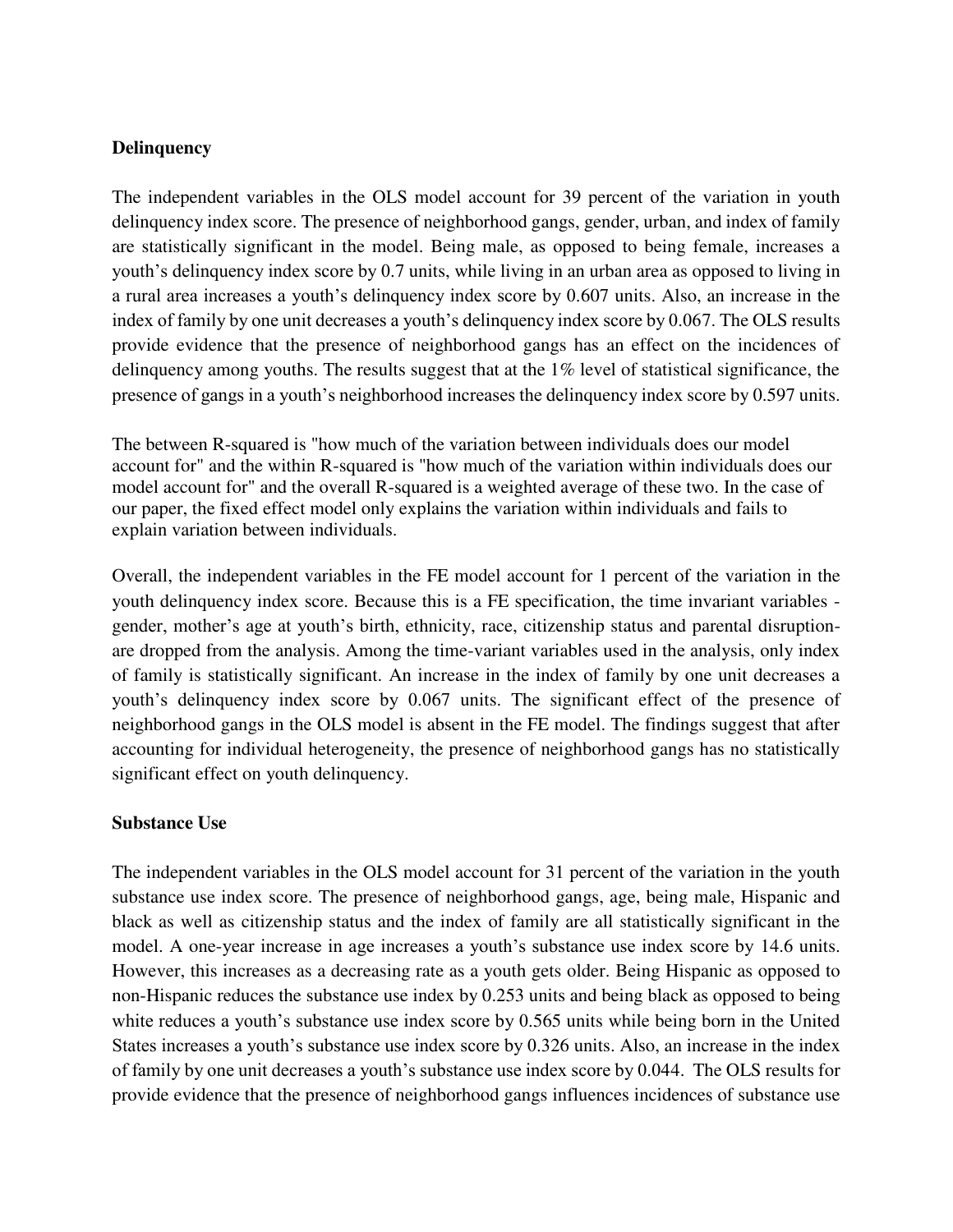**Delinquency**

The independent variables in the OLS model account for 39 percent of the variation in youth delinquency index score. The presence of neighborhood gangs, gender, urban, and index of family are statistically significant in the model. Being male, as opposed to being female, increases a youth's delinquency index score by 0.7 units, while living in an urban area as opposed to living in a rural area increases a youth's delinquency index score by 0.607 units. Also, an increase in the index of family by one unit decreases a youth's delinquency index score by 0.067. The OLS results provide evidence that the presence of neighborhood gangs has an effect on the incidences of delinquency among youths. The results suggest that at the 1% level of statistical significance, the presence of gangs in a youth's neighborhood increases the delinquency index score by 0.597 units.

The between R-squared is "how much of the variation between individuals does our model account for" and the within R-squared is "how much of the variation within individuals does our model account for" and the overall R-squared is a weighted average of these two. In the case of our paper, the fixed effect model only explains the variation within individuals and fails to explain variation between individuals.

Overall, the independent variables in the FE model account for 1 percent of the variation in the youth delinquency index score. Because this is a FE specification, the time invariant variables - gender, mother's age at youth's birth, ethnicity, race, citizenship status and parental disruption- are dropped from the analysis. Among the time-variant variables used in the analysis, only index of family is statistically significant. An increase in the index of family by one unit decreases a youth's delinquency index score by 0.067 units. The significant effect of the presence of neighborhood gangs in the OLS model is absent in the FE model. The findings suggest that after accounting for individual heterogeneity, the presence of neighborhood gangs has no statistically significant effect on youth delinquency.

**Substance Use**

The independent variables in the OLS model account for 31 percent of the variation in the youth substance use index score. The presence of neighborhood gangs, age, being male, Hispanic and black as well as citizenship status and the index of family are all statistically significant in the model. A one-year increase in age increases a youth's substance use index score by 14.6 units. However, this increases as a decreasing rate as a youth gets older. Being Hispanic as opposed to non-Hispanic reduces the substance use index by 0.253 units and being black as opposed to being white reduces a youth's substance use index score by 0.565 units while being born in the United States increases a youth's substance use index score by 0.326 units. Also, an increase in the index of family by one unit decreases a youth's substance use index score by 0.044. The OLS results for provide evidence that the presence of neighborhood gangs influences incidences of substance use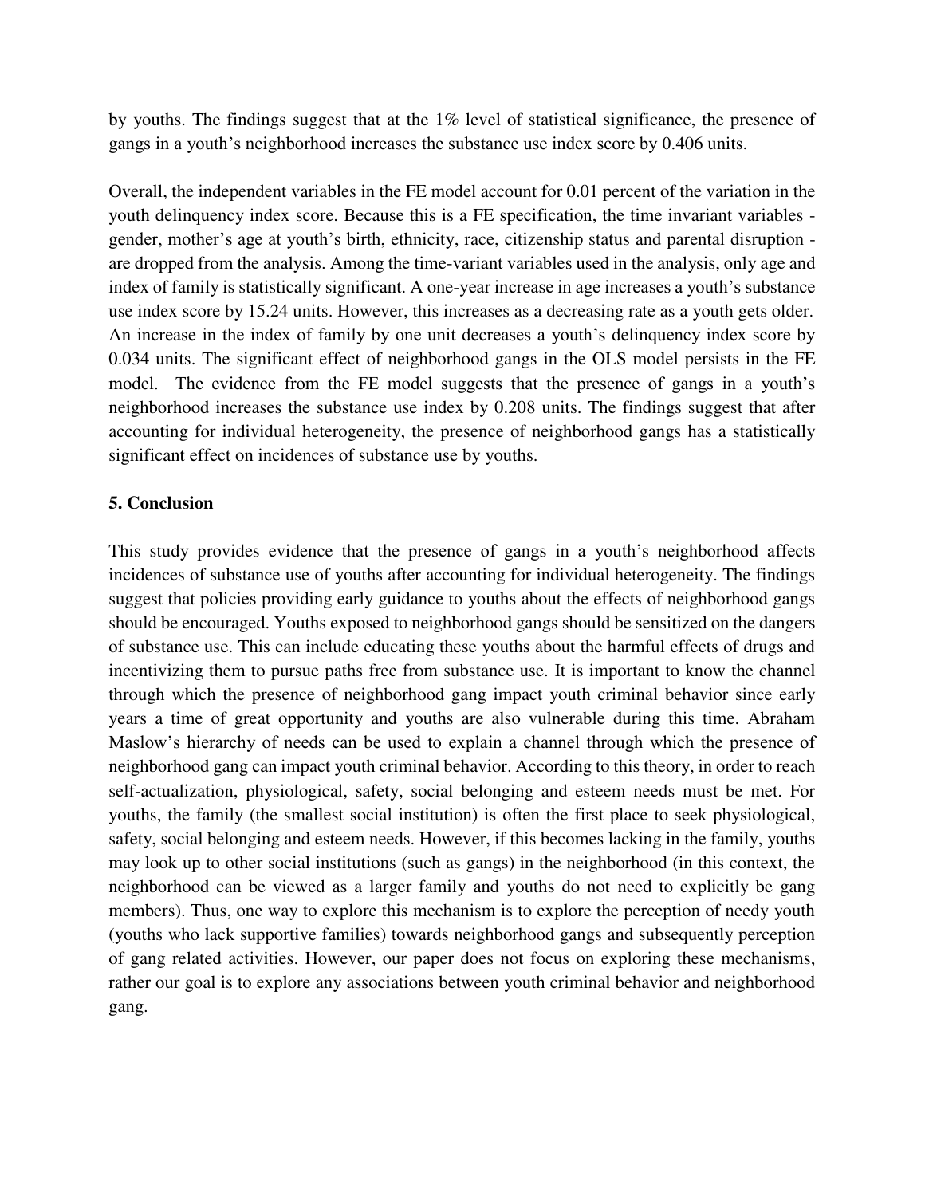by youths. The findings suggest that at the 1% level of statistical significance, the presence of gangs in a youth's neighborhood increases the substance use index score by 0.406 units.

Overall, the independent variables in the FE model account for 0.01 percent of the variation in the youth delinquency index score. Because this is a FE specification, the time invariant variables - gender, mother's age at youth's birth, ethnicity, race, citizenship status and parental disruption - are dropped from the analysis. Among the time-variant variables used in the analysis, only age and index of family is statistically significant. A one-year increase in age increases a youth's substance use index score by 15.24 units. However, this increases as a decreasing rate as a youth gets older. An increase in the index of family by one unit decreases a youth's delinquency index score by 0.034 units. The significant effect of neighborhood gangs in the OLS model persists in the FE model. The evidence from the FE model suggests that the presence of gangs in a youth's neighborhood increases the substance use index by 0.208 units. The findings suggest that after accounting for individual heterogeneity, the presence of neighborhood gangs has a statistically significant effect on incidences of substance use by youths.

## 5. Conclusion

This study provides evidence that the presence of gangs in a youth's neighborhood affects incidences of substance use of youths after accounting for individual heterogeneity. The findings suggest that policies providing early guidance to youths about the effects of neighborhood gangs should be encouraged. Youths exposed to neighborhood gangs should be sensitized on the dangers of substance use. This can include educating these youths about the harmful effects of drugs and incentivizing them to pursue paths free from substance use. It is important to know the channel through which the presence of neighborhood gang impact youth criminal behavior since early years a time of great opportunity and youths are also vulnerable during this time. Abraham Maslow's hierarchy of needs can be used to explain a channel through which the presence of neighborhood gang can impact youth criminal behavior. According to this theory, in order to reach self-actualization, physiological, safety, social belonging and esteem needs must be met. For youths, the family (the smallest social institution) is often the first place to seek physiological, safety, social belonging and esteem needs. However, if this becomes lacking in the family, youths may look up to other social institutions (such as gangs) in the neighborhood (in this context, the neighborhood can be viewed as a larger family and youths do not need to explicitly be gang members). Thus, one way to explore this mechanism is to explore the perception of needy youth (youths who lack supportive families) towards neighborhood gangs and subsequently perception of gang related activities. However, our paper does not focus on exploring these mechanisms, rather our goal is to explore any associations between youth criminal behavior and neighborhood gang.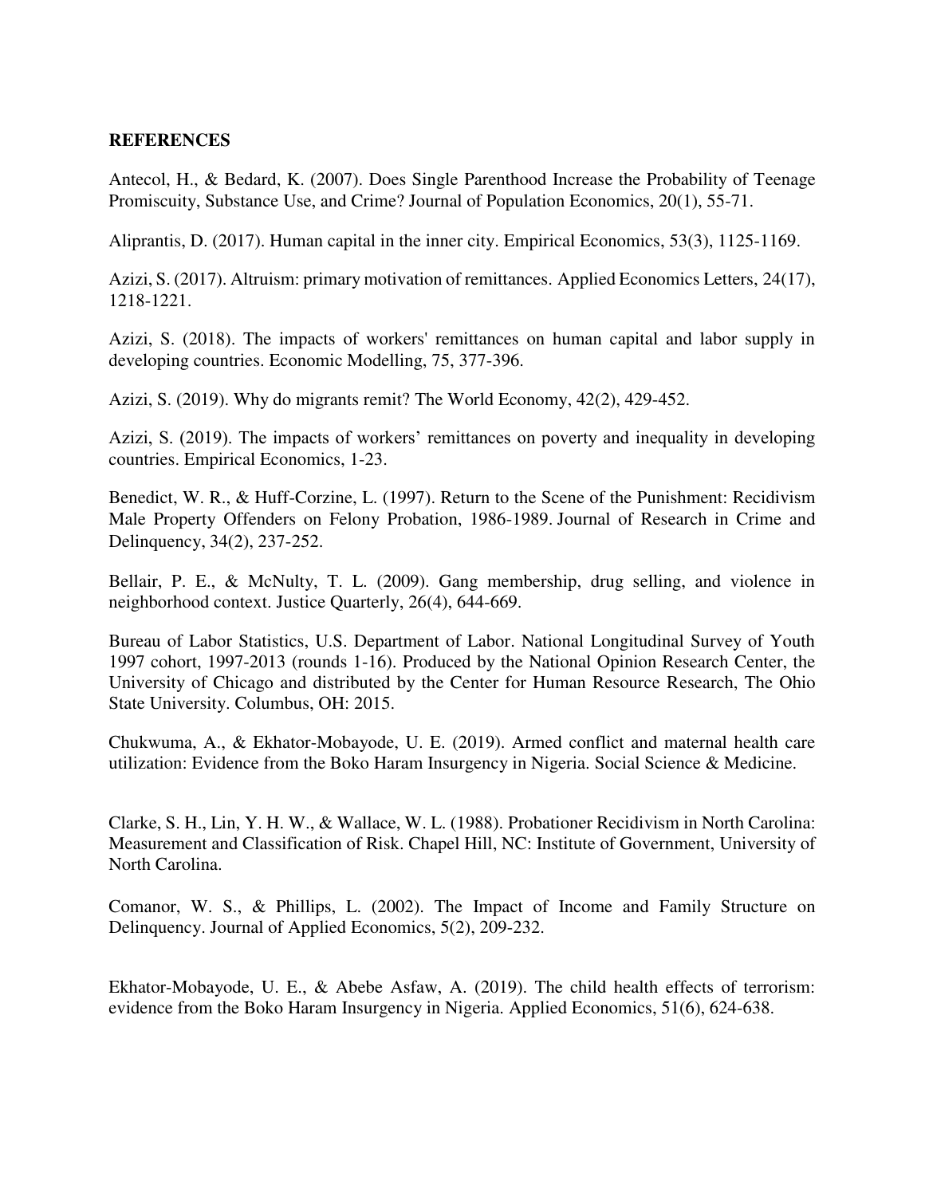**REFERENCES**

Antecol, H., & Bedard, K. (2007). Does Single Parenthood Increase the Probability of Teenage Promiscuity, Substance Use, and Crime? Journal of Population Economics, 20(1), 55-71.

Aliprantis, D. (2017). Human capital in the inner city. Empirical Economics, 53(3), 1125-1169.

Azizi, S. (2017). Altruism: primary motivation of remittances. Applied Economics Letters, 24(17), 1218-1221.

Azizi, S. (2018). The impacts of workers' remittances on human capital and labor supply in developing countries. Economic Modelling, 75, 377-396.

Azizi, S. (2019). Why do migrants remit? The World Economy, 42(2), 429-452.

Azizi, S. (2019). The impacts of workers' remittances on poverty and inequality in developing countries. Empirical Economics, 1-23.

Benedict, W. R., & Huff-Corzine, L. (1997). Return to the Scene of the Punishment: Recidivism Male Property Offenders on Felony Probation, 1986-1989. Journal of Research in Crime and Delinquency, 34(2), 237-252.

Bellair, P. E., & McNulty, T. L. (2009). Gang membership, drug selling, and violence in neighborhood context. Justice Quarterly, 26(4), 644-669.

Bureau of Labor Statistics, U.S. Department of Labor. National Longitudinal Survey of Youth 1997 cohort, 1997-2013 (rounds 1-16). Produced by the National Opinion Research Center, the University of Chicago and distributed by the Center for Human Resource Research, The Ohio State University. Columbus, OH: 2015.

Chukwuma, A., & Ekhator-Mobayode, U. E. (2019). Armed conflict and maternal health care utilization: Evidence from the Boko Haram Insurgency in Nigeria. Social Science & Medicine.

Clarke, S. H., Lin, Y. H. W., & Wallace, W. L. (1988). Probationer Recidivism in North Carolina: Measurement and Classification of Risk. Chapel Hill, NC: Institute of Government, University of North Carolina.

Comanor, W. S., & Phillips, L. (2002). The Impact of Income and Family Structure on Delinquency. Journal of Applied Economics, 5(2), 209-232.

Ekhator-Mobayode, U. E., & Abebe Asfaw, A. (2019). The child health effects of terrorism: evidence from the Boko Haram Insurgency in Nigeria. Applied Economics, 51(6), 624-638.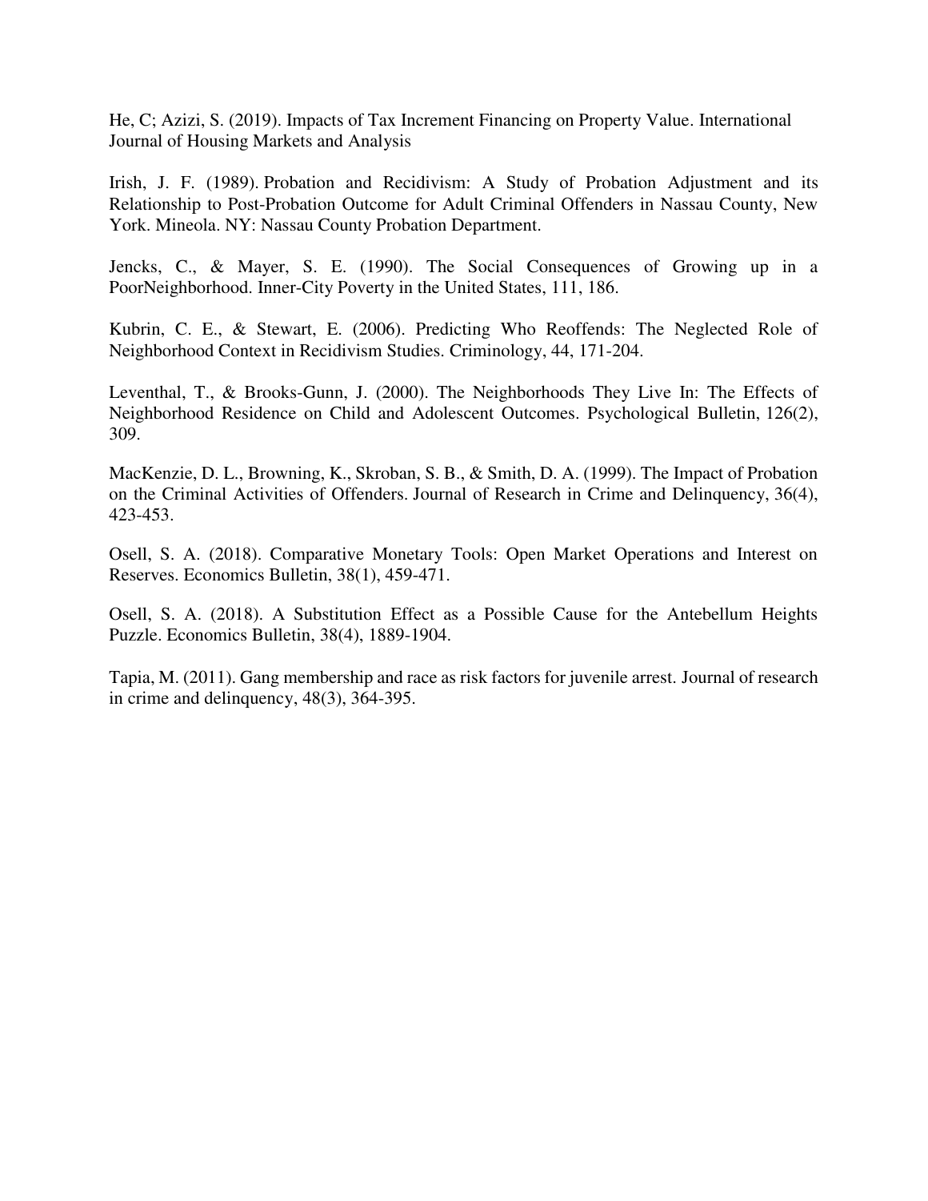He, C; Azizi, S. (2019). Impacts of Tax Increment Financing on Property Value. International Journal of Housing Markets and Analysis

Irish, J. F. (1989). Probation and Recidivism: A Study of Probation Adjustment and its Relationship to Post-Probation Outcome for Adult Criminal Offenders in Nassau County, New York. Mineola. NY: Nassau County Probation Department.

Jencks, C., & Mayer, S. E. (1990). The Social Consequences of Growing up in a PoorNeighborhood. Inner-City Poverty in the United States, 111, 186.

Kubrin, C. E., & Stewart, E. (2006). Predicting Who Reoffends: The Neglected Role of Neighborhood Context in Recidivism Studies. Criminology, 44, 171-204.

Leventhal, T., & Brooks-Gunn, J. (2000). The Neighborhoods They Live In: The Effects of Neighborhood Residence on Child and Adolescent Outcomes. Psychological Bulletin, 126(2), 309.

MacKenzie, D. L., Browning, K., Skroban, S. B., & Smith, D. A. (1999). The Impact of Probation on the Criminal Activities of Offenders. Journal of Research in Crime and Delinquency, 36(4), 423-453.

Osell, S. A. (2018). Comparative Monetary Tools: Open Market Operations and Interest on Reserves. Economics Bulletin, 38(1), 459-471.

Osell, S. A. (2018). A Substitution Effect as a Possible Cause for the Antebellum Heights Puzzle. Economics Bulletin, 38(4), 1889-1904.

Tapia, M. (2011). Gang membership and race as risk factors for juvenile arrest. Journal of research in crime and delinquency, 48(3), 364-395.